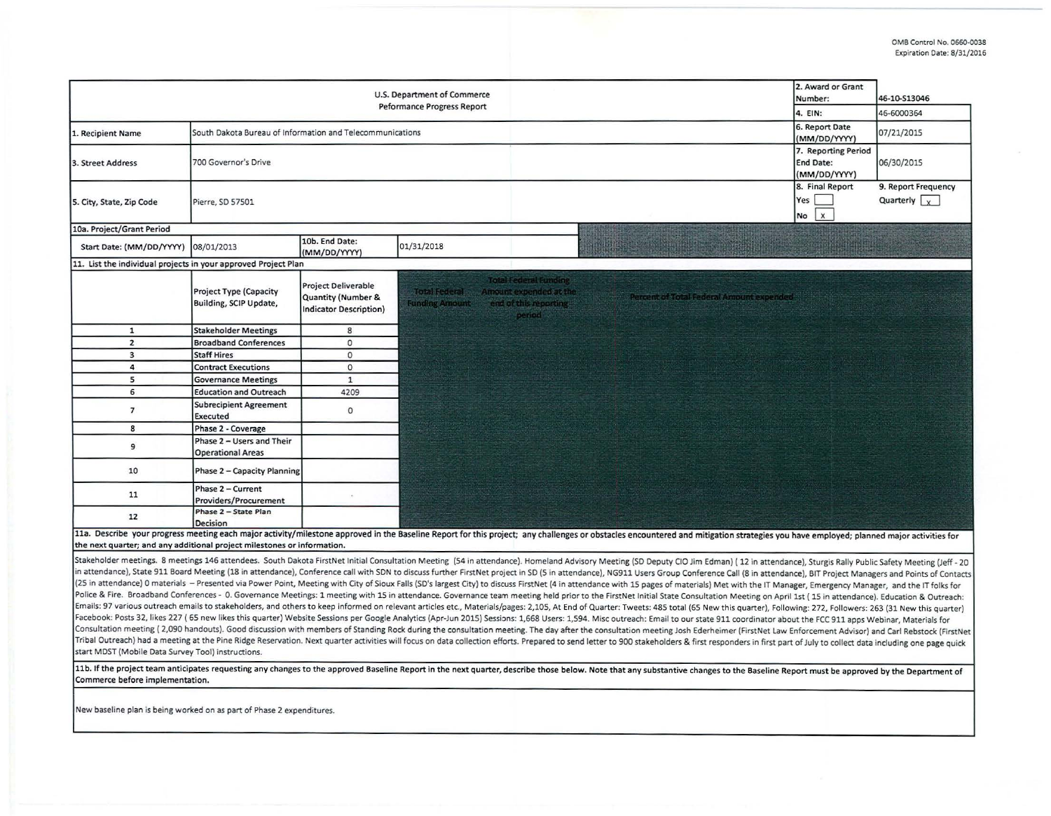OMB Control No. 0660-0038
Expiration Date: 8/31/2016

| U.S. Department of Commerce Peformance Progress Report | | | | 2. Award or Grant Number: | 46-10-S13046 |
|---|---|---|---|---|---|
| | | | | 4. EIN: | 46-6000364 |
| 1. Recipient Name | South Dakota Bureau of Information and Telecommunications | | | 6. Report Date (MM/DD/YYYY) | 07/21/2015 |
| 3. Street Address | 700 Governor's Drive | | | 7. Reporting Period End Date: (MM/DD/YYYY) | 06/30/2015 |
| 5. City, State, Zip Code | Pierre, SD 57501 | | | 8. Final Report Yes [ ] No [x] | 9. Report Frequency Quarterly [x] |
| 10a. Project/Grant Period | | | | | |
| Start Date: (MM/DD/YYYY) | 08/01/2013 | 10b. End Date: (MM/DD/YYYY) | 01/31/2018 | | |

11. List the individual projects in your approved Project Plan

| | Project Type (Capacity Building, SCIP Update, | Project Deliverable Quantity (Number & Indicator Description) | Total Federal Funding Amount | Total Federal Funding Amount expended at the end of this reporting period | Percent of Total Federal Amount expended |
|---|---|---|---|---|---|
| 1 | Stakeholder Meetings | 8 | | | |
| 2 | Broadband Conferences | 0 | | | |
| 3 | Staff Hires | 0 | | | |
| 4 | Contract Executions | 0 | | | |
| 5 | Governance Meetings | 1 | | | |
| 6 | Education and Outreach | 4209 | | | |
| 7 | Subrecipient Agreement Executed | 0 | | | |
| 8 | Phase 2 - Coverage | | | | |
| 9 | Phase 2 – Users and Their Operational Areas | | | | |
| 10 | Phase 2 – Capacity Planning | | | | |
| 11 | Phase 2 – Current Providers/Procurement | | | | |
| 12 | Phase 2 – State Plan Decision | | | | |

11a. Describe your progress meeting each major activity/milestone approved in the Baseline Report for this project; any challenges or obstacles encountered and mitigation strategies you have employed; planned major activities for the next quarter; and any additional project milestones or information.

Stakeholder meetings. 8 meetings 146 attendees. South Dakota FirstNet Initial Consultation Meeting (54 in attendance). Homeland Advisory Meeting (SD Deputy CIO Jim Edman) ( 12 in attendance), Sturgis Rally Public Safety Meeting (Jeff - 20 in attendance), State 911 Board Meeting (18 in attendance), Conference call with SDN to discuss further FirstNet project in SD (5 in attendance), NG911 Users Group Conference Call (8 in attendance), BIT Project Managers and Points of Contacts (25 in attendance) 0 materials – Presented via Power Point, Meeting with City of Sioux Falls (SD's largest City) to discuss FirstNet (4 in attendance with 15 pages of materials) Met with the IT Manager, Emergency Manager, and the IT folks for Police & Fire. Broadband Conferences - 0. Governance Meetings: 1 meeting with 15 in attendance. Governance team meeting held prior to the FirstNet Initial State Consultation Meeting on April 1st ( 15 in attendance). Education & Outreach: Emails: 97 various outreach emails to stakeholders, and others to keep informed on relevant articles etc., Materials/pages: 2,105, At End of Quarter: Tweets: 485 total (65 New this quarter), Following: 272, Followers: 263 (31 New this quarter) Facebook: Posts 32, likes 227 ( 65 new likes this quarter) Website Sessions per Google Analytics (Apr-Jun 2015) Sessions: 1,668 Users: 1,594. Misc outreach: Email to our state 911 coordinator about the FCC 911 apps Webinar, Materials for Consultation meeting ( 2,090 handouts). Good discussion with members of Standing Rock during the consultation meeting. The day after the consultation meeting Josh Ederheimer (FirstNet Law Enforcement Advisor) and Carl Rebstock (FirstNet Tribal Outreach) had a meeting at the Pine Ridge Reservation. Next quarter activities will focus on data collection efforts. Prepared to send letter to 900 stakeholders & first responders in first part of July to collect data including one page quick start MDST (Mobile Data Survey Tool) instructions.

11b. If the project team anticipates requesting any changes to the approved Baseline Report in the next quarter, describe those below. Note that any substantive changes to the Baseline Report must be approved by the Department of Commerce before implementation.

New baseline plan is being worked on as part of Phase 2 expenditures.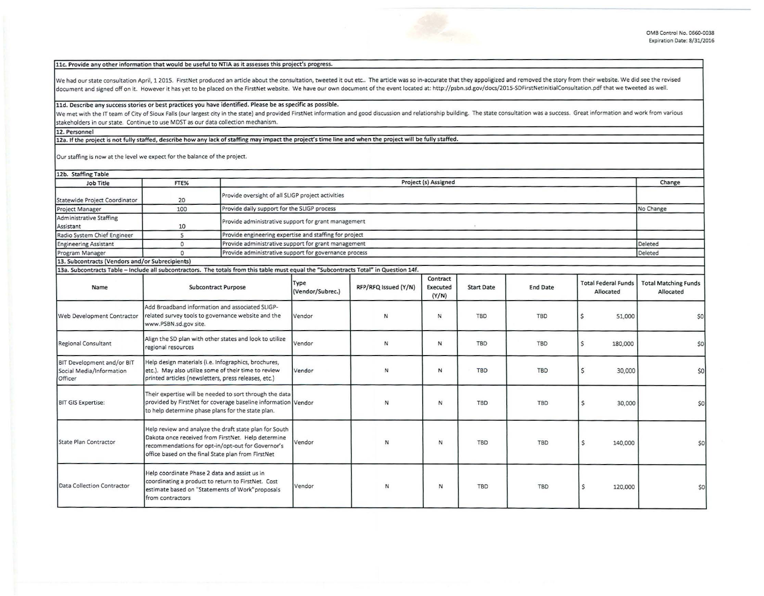**11c. Provide any other information that would be useful to NTIA as it assesses this project's progress.**

We had our state consultation April, 1 2015. FirstNet produced an article about the consultation, tweeted it out etc.. The article was so in-accurate that they appoligized and removed the story from their website. We did see the revised document and signed off on it. However it has yet to be placed on the FirstNet website. We have our own document of the event located at: http://psbn.sd.gov/docs/2015-SDFirstNetInitialConsultation.pdf that we tweeted as well.

**11d. Describe any success stories or best practices you have identified. Please be as specific as possible.**

We met with the IT team of City of Sioux Falls (our largest city in the state) and provided FirstNet information and good discussion and relationship building. The state consultation was a success. Great information and work from various stakeholders in our state. Continue to use MDST as our data collection mechanism.

**12. Personnel**

**12a. If the project is not fully staffed, describe how any lack of staffing may impact the project's time line and when the project will be fully staffed.**

Our staffing is now at the level we expect for the balance of the project.

**12b. Staffing Table**

| Job Title | FTE% | Project (s) Assigned | Change |
|---|---|---|---|
| Statewide Project Coordinator | 20 | Provide oversight of all SLIGP project activities | |
| Project Manager | 100 | Provide daily support for the SLIGP process | No Change |
| Administrative Staffing Assistant | 10 | Provide administrative support for grant management | |
| Radio System Chief Engineer | 5 | Provide engineering expertise and staffing for project | |
| Engineering Assistant | 0 | Provide administrative support for grant management | Deleted |
| Program Manager | 0 | Provide administrative support for governance process | Deleted |

**13. Subcontracts (Vendors and/or Subrecipients)**

**13a. Subcontracts Table – Include all subcontractors. The totals from this table must equal the "Subcontracts Total" in Question 14f.**

| Name | Subcontract Purpose | Type (Vendor/Subrec.) | RFP/RFQ Issued (Y/N) | Contract Executed (Y/N) | Start Date | End Date | Total Federal Funds Allocated | Total Matching Funds Allocated |
|---|---|---|---|---|---|---|---|---|
| Web Development Contractor | Add Broadband information and associated SLIGP-related survey tools to governance website and the www.PSBN.sd.gov site. | Vendor | N | N | TBD | TBD | $ 51,000 | $0 |
| Regional Consultant | Align the SD plan with other states and look to utilize regional resources | Vendor | N | N | TBD | TBD | $ 180,000 | $0 |
| BIT Development and/or BIT Social Media/Information Officer | Help design materials (i.e. Infographics, brochures, etc.). May also utilize some of their time to review printed articles (newsletters, press releases, etc.) | Vendor | N | N | TBD | TBD | $ 30,000 | $0 |
| BIT GIS Expertise: | Their expertise will be needed to sort through the data provided by FirstNet for coverage baseline information to help determine phase plans for the state plan. | Vendor | N | N | TBD | TBD | $ 30,000 | $0 |
| State Plan Contractor | Help review and analyze the draft state plan for South Dakota once received from FirstNet. Help determine recommendations for opt-in/opt-out for Governor's office based on the final State plan from FirstNet | Vendor | N | N | TBD | TBD | $ 140,000 | $0 |
| Data Collection Contractor | Help coordinate Phase 2 data and assist us in coordinating a product to return to FirstNet. Cost estimate based on "Statements of Work" proposals from contractors | Vendor | N | N | TBD | TBD | $ 120,000 | $0 |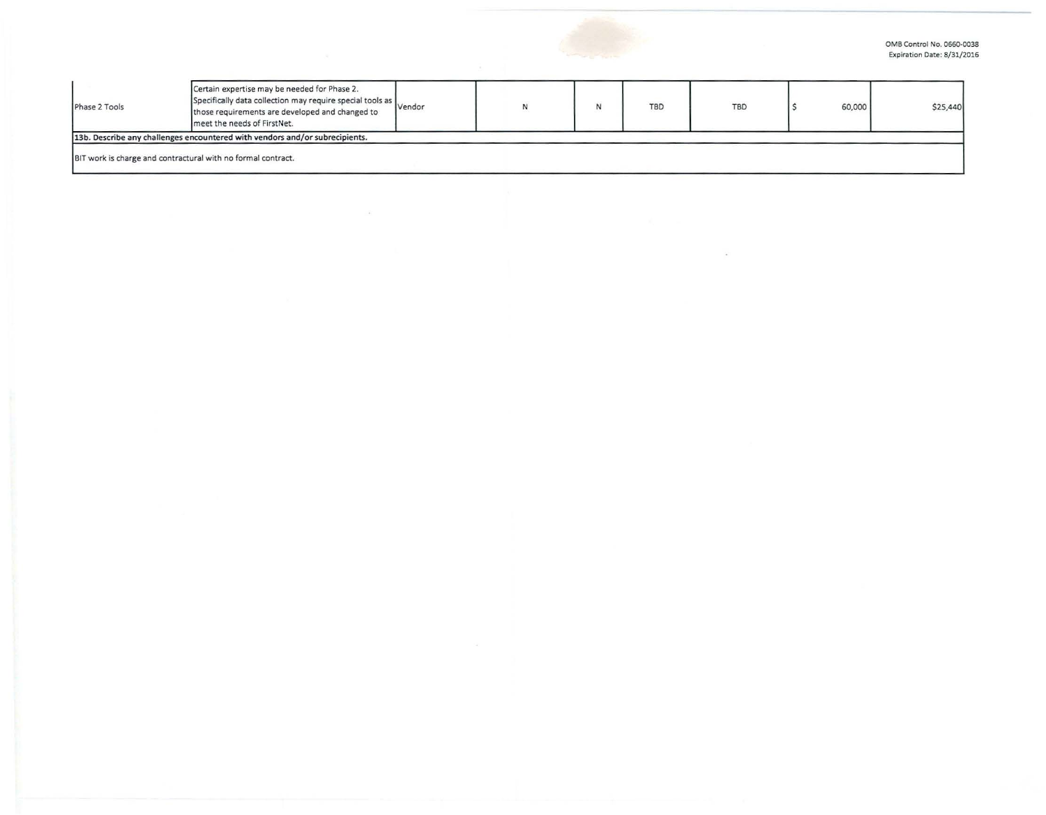| | | | | | | | | |
|---|---|---|---|---|---|---|---|---|
| Phase 2 Tools | Certain expertise may be needed for Phase 2. Specifically data collection may require special tools as those requirements are developed and changed to meet the needs of FirstNet. | Vendor | N | N | TBD | TBD | $ 60,000 | $25,440 |

**13b. Describe any challenges encountered with vendors and/or subrecipients.**

BIT work is charge and contractural with no formal contract.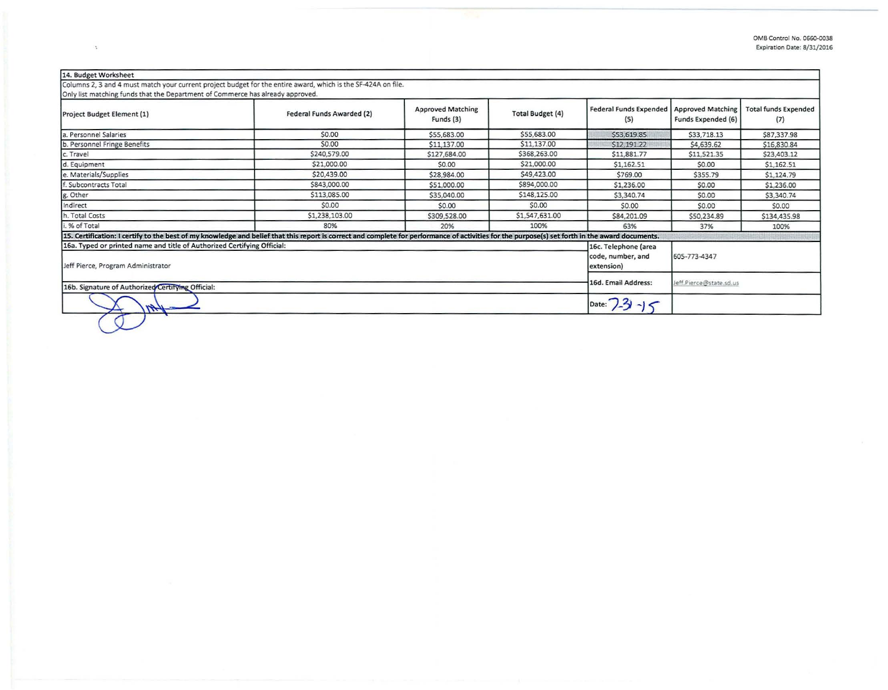OMB Control No. 0660-0038
Expiration Date: 8/31/2016

## 14. Budget Worksheet

Columns 2, 3 and 4 must match your current project budget for the entire award, which is the SF-424A on file.
Only list matching funds that the Department of Commerce has already approved.

| Project Budget Element (1) | Federal Funds Awarded (2) | Approved Matching Funds (3) | Total Budget (4) | Federal Funds Expended (5) | Approved Matching Funds Expended (6) | Total funds Expended (7) |
|---|---|---|---|---|---|---|
| a. Personnel Salaries | $0.00 | $55,683.00 | $55,683.00 | $53,619.85 | $33,718.13 | $87,337.98 |
| b. Personnel Fringe Benefits | $0.00 | $11,137.00 | $11,137.00 | $12,191.22 | $4,639.62 | $16,830.84 |
| c. Travel | $240,579.00 | $127,684.00 | $368,263.00 | $11,881.77 | $11,521.35 | $23,403.12 |
| d. Equipment | $21,000.00 | $0.00 | $21,000.00 | $1,162.51 | $0.00 | $1,162.51 |
| e. Materials/Supplies | $20,439.00 | $28,984.00 | $49,423.00 | $769.00 | $355.79 | $1,124.79 |
| f. Subcontracts Total | $843,000.00 | $51,000.00 | $894,000.00 | $1,236.00 | $0.00 | $1,236.00 |
| g. Other | $113,085.00 | $35,040.00 | $148,125.00 | $3,340.74 | $0.00 | $3,340.74 |
| Indirect | $0.00 | $0.00 | $0.00 | $0.00 | $0.00 | $0.00 |
| h. Total Costs | $1,238,103.00 | $309,528.00 | $1,547,631.00 | $84,201.09 | $50,234.89 | $134,435.98 |
| i. % of Total | 80% | 20% | 100% | 63% | 37% | 100% |

**15. Certification: I certify to the best of my knowledge and belief that this report is correct and complete for performance of activities for the purpose(s) set forth in the award documents.**

| | | | |
|---|---|---|---|
| 16a. Typed or printed name and title of Authorized Certifying Official: Jeff Pierce, Program Administrator | | 16c. Telephone (area code, number, and extension) | 605-773-4347 |
| 16b. Signature of Authorized Certifying Official: | | 16d. Email Address: | Jeff.Pierce@state.sd.us |
| [signature] | | Date: 7-31-15 | |